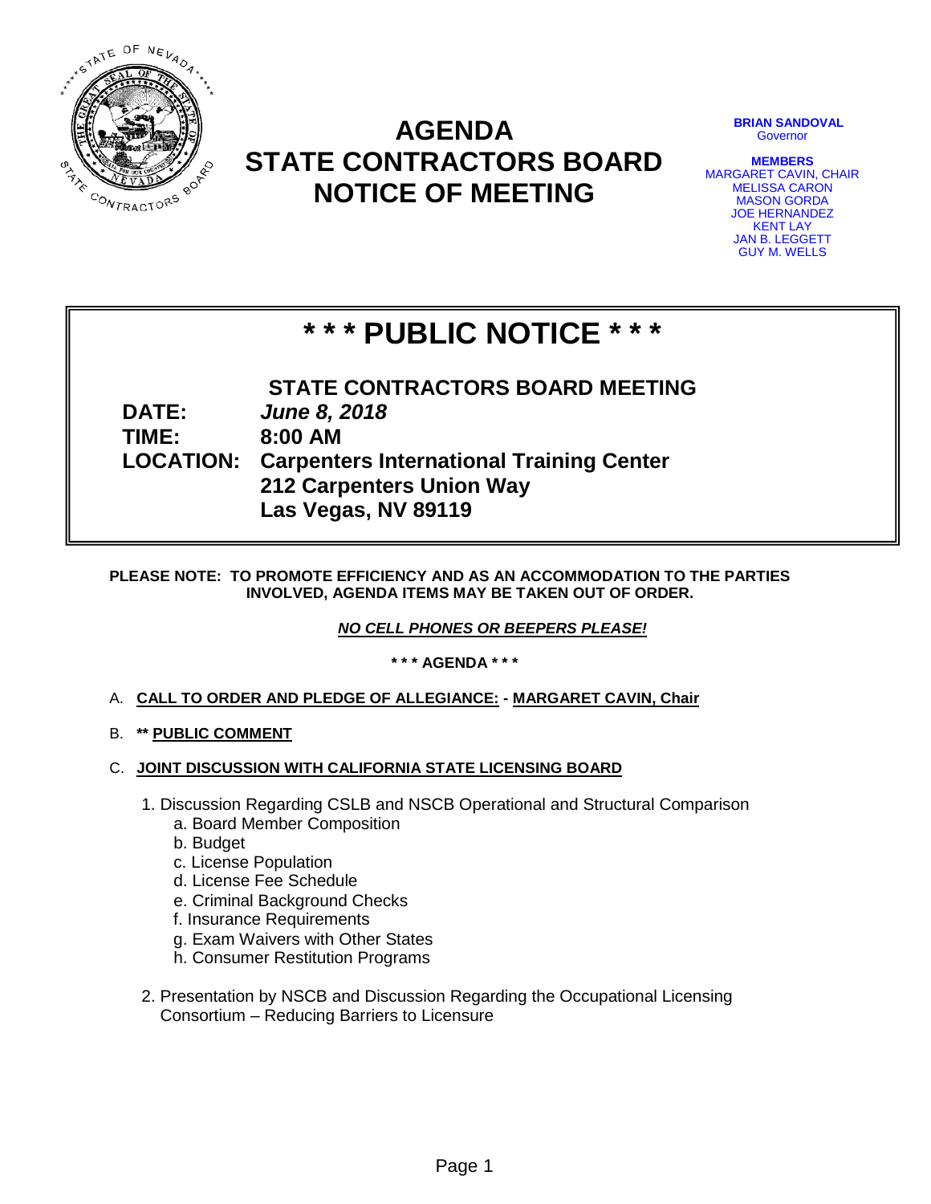# AGENDA
# STATE CONTRACTORS BOARD
# NOTICE OF MEETING

**BRIAN SANDOVAL**
Governor

**MEMBERS**
MARGARET CAVIN, CHAIR
MELISSA CARON
MASON GORDA
JOE HERNANDEZ
KENT LAY
JAN B. LEGGETT
GUY M. WELLS

## * * * PUBLIC NOTICE * * *

**STATE CONTRACTORS BOARD MEETING**

**DATE:** ***June 8, 2018***
**TIME:** **8:00 AM**
**LOCATION:** **Carpenters International Training Center**
**212 Carpenters Union Way**
**Las Vegas, NV 89119**

**PLEASE NOTE: TO PROMOTE EFFICIENCY AND AS AN ACCOMMODATION TO THE PARTIES INVOLVED, AGENDA ITEMS MAY BE TAKEN OUT OF ORDER.**

***NO CELL PHONES OR BEEPERS PLEASE!***

**\* \* \* AGENDA \* \* \***

A. **CALL TO ORDER AND PLEDGE OF ALLEGIANCE: - MARGARET CAVIN, Chair**

B. **** PUBLIC COMMENT**

C. **JOINT DISCUSSION WITH CALIFORNIA STATE LICENSING BOARD**

1. Discussion Regarding CSLB and NSCB Operational and Structural Comparison
   a. Board Member Composition
   b. Budget
   c. License Population
   d. License Fee Schedule
   e. Criminal Background Checks
   f. Insurance Requirements
   g. Exam Waivers with Other States
   h. Consumer Restitution Programs

2. Presentation by NSCB and Discussion Regarding the Occupational Licensing Consortium – Reducing Barriers to Licensure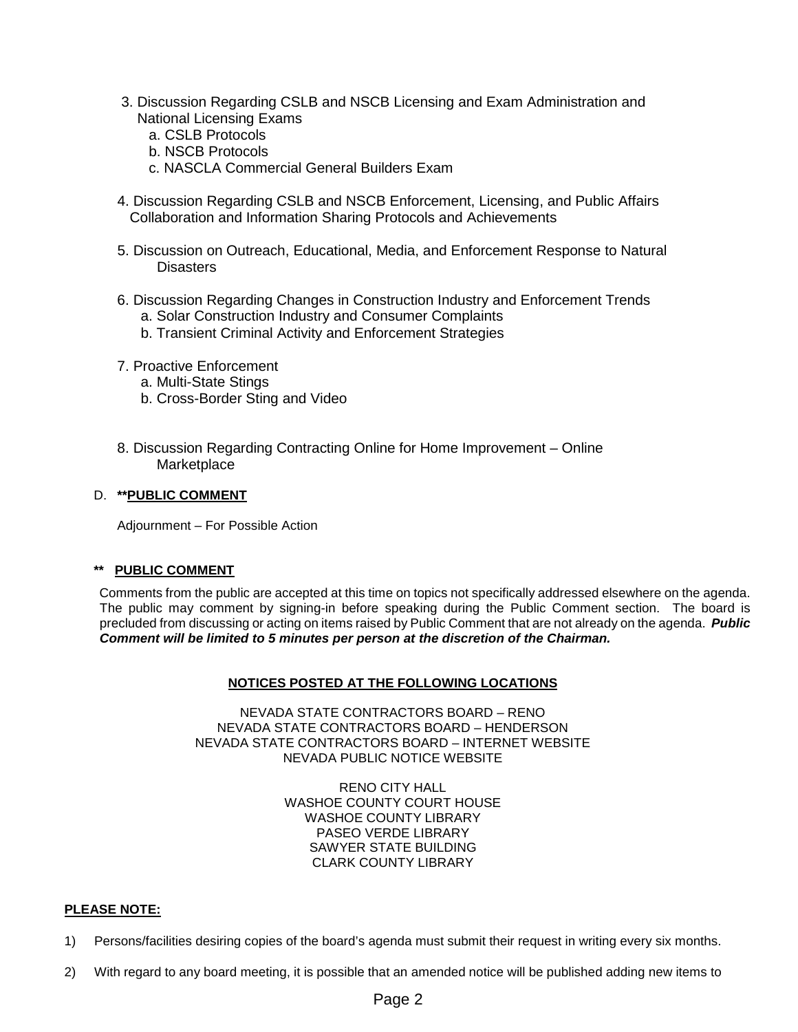3. Discussion Regarding CSLB and NSCB Licensing and Exam Administration and National Licensing Exams
   a. CSLB Protocols
   b. NSCB Protocols
   c. NASCLA Commercial General Builders Exam

4. Discussion Regarding CSLB and NSCB Enforcement, Licensing, and Public Affairs Collaboration and Information Sharing Protocols and Achievements

5. Discussion on Outreach, Educational, Media, and Enforcement Response to Natural Disasters

6. Discussion Regarding Changes in Construction Industry and Enforcement Trends
   a. Solar Construction Industry and Consumer Complaints
   b. Transient Criminal Activity and Enforcement Strategies

7. Proactive Enforcement
   a. Multi-State Stings
   b. Cross-Border Sting and Video

8. Discussion Regarding Contracting Online for Home Improvement – Online Marketplace

D. **\*\*PUBLIC COMMENT**

Adjournment – For Possible Action

**\*\* PUBLIC COMMENT**

Comments from the public are accepted at this time on topics not specifically addressed elsewhere on the agenda. The public may comment by signing-in before speaking during the Public Comment section. The board is precluded from discussing or acting on items raised by Public Comment that are not already on the agenda. ***Public Comment will be limited to 5 minutes per person at the discretion of the Chairman.***

**NOTICES POSTED AT THE FOLLOWING LOCATIONS**

NEVADA STATE CONTRACTORS BOARD – RENO
NEVADA STATE CONTRACTORS BOARD – HENDERSON
NEVADA STATE CONTRACTORS BOARD – INTERNET WEBSITE
NEVADA PUBLIC NOTICE WEBSITE

RENO CITY HALL
WASHOE COUNTY COURT HOUSE
WASHOE COUNTY LIBRARY
PASEO VERDE LIBRARY
SAWYER STATE BUILDING
CLARK COUNTY LIBRARY

**PLEASE NOTE:**

1) Persons/facilities desiring copies of the board's agenda must submit their request in writing every six months.

2) With regard to any board meeting, it is possible that an amended notice will be published adding new items to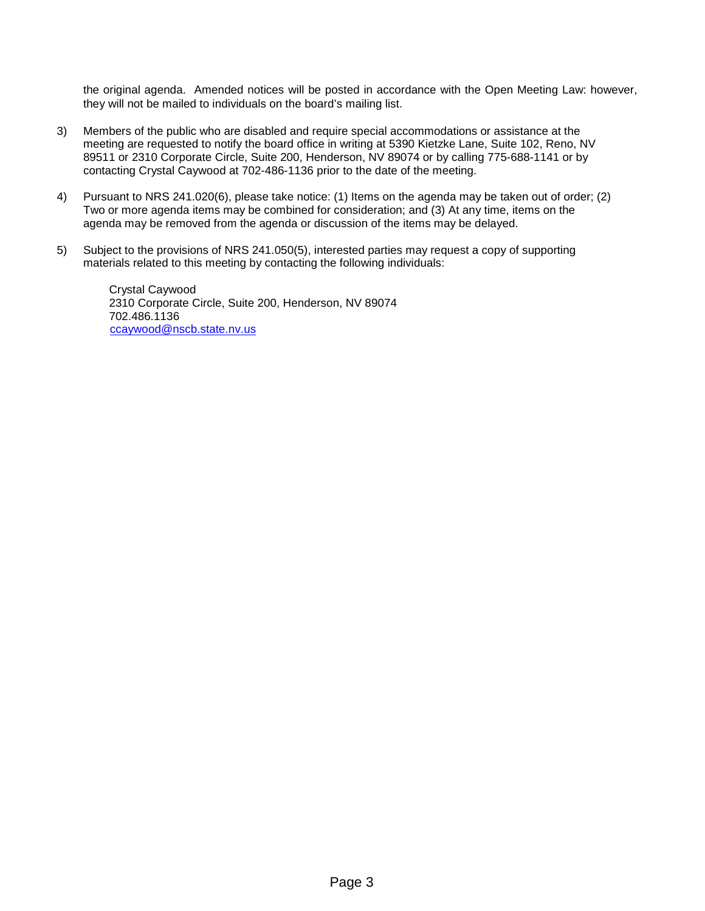the original agenda. Amended notices will be posted in accordance with the Open Meeting Law: however, they will not be mailed to individuals on the board's mailing list.

3) Members of the public who are disabled and require special accommodations or assistance at the meeting are requested to notify the board office in writing at 5390 Kietzke Lane, Suite 102, Reno, NV 89511 or 2310 Corporate Circle, Suite 200, Henderson, NV 89074 or by calling 775-688-1141 or by contacting Crystal Caywood at 702-486-1136 prior to the date of the meeting.

4) Pursuant to NRS 241.020(6), please take notice: (1) Items on the agenda may be taken out of order; (2) Two or more agenda items may be combined for consideration; and (3) At any time, items on the agenda may be removed from the agenda or discussion of the items may be delayed.

5) Subject to the provisions of NRS 241.050(5), interested parties may request a copy of supporting materials related to this meeting by contacting the following individuals:

   Crystal Caywood
   2310 Corporate Circle, Suite 200, Henderson, NV 89074
   702.486.1136
   ccaywood@nscb.state.nv.us